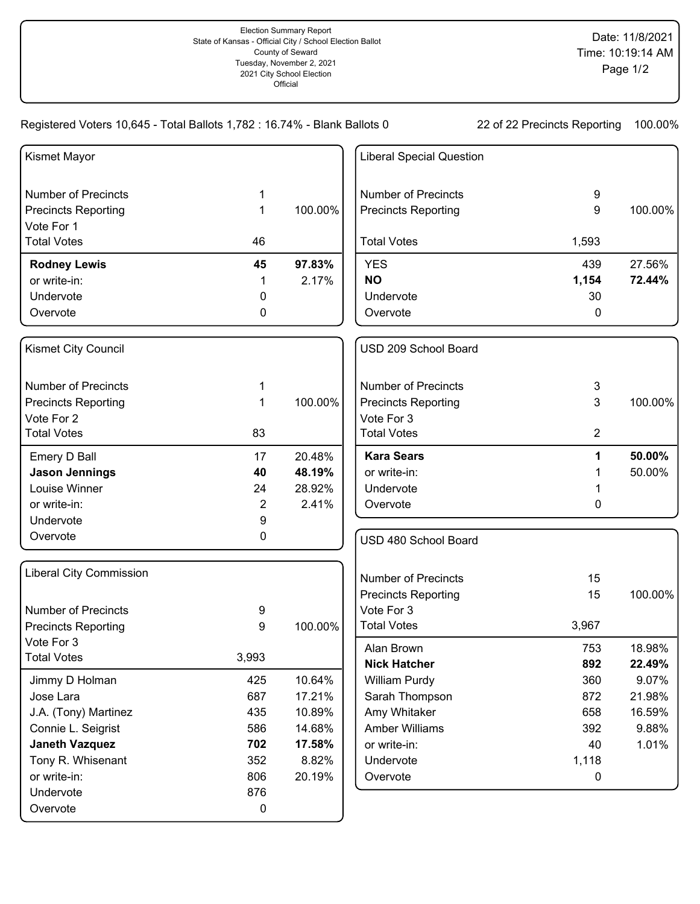Election Summary Report
State of Kansas - Official City / School Election Ballot
County of Seward
Tuesday, November 2, 2021
2021 City School Election
Official

Date: 11/8/2021
Time: 10:19:14 AM

Registered Voters 10,645 - Total Ballots 1,782 : 16.74% - Blank Ballots 0

22 of 22 Precincts Reporting 100.00%

## Kismet Mayor

| | | |
|---|---|---|
| Number of Precincts | 1 | |
| Precincts Reporting | 1 | 100.00% |
| Vote For 1 | | |
| Total Votes | 46 | |
| **Rodney Lewis** | **45** | **97.83%** |
| or write-in: | 1 | 2.17% |
| Undervote | 0 | |
| Overvote | 0 | |

## Kismet City Council

| | | |
|---|---|---|
| Number of Precincts | 1 | |
| Precincts Reporting | 1 | 100.00% |
| Vote For 2 | | |
| Total Votes | 83 | |
| Emery D Ball | 17 | 20.48% |
| **Jason Jennings** | **40** | **48.19%** |
| Louise Winner | 24 | 28.92% |
| or write-in: | 2 | 2.41% |
| Undervote | 9 | |
| Overvote | 0 | |

## Liberal City Commission

| | | |
|---|---|---|
| Number of Precincts | 9 | |
| Precincts Reporting | 9 | 100.00% |
| Vote For 3 | | |
| Total Votes | 3,993 | |
| Jimmy D Holman | 425 | 10.64% |
| Jose Lara | 687 | 17.21% |
| J.A. (Tony) Martinez | 435 | 10.89% |
| Connie L. Seigrist | 586 | 14.68% |
| **Janeth Vazquez** | **702** | **17.58%** |
| Tony R. Whisenant | 352 | 8.82% |
| or write-in: | 806 | 20.19% |
| Undervote | 876 | |
| Overvote | 0 | |

## Liberal Special Question

| | | |
|---|---|---|
| Number of Precincts | 9 | |
| Precincts Reporting | 9 | 100.00% |
| Total Votes | 1,593 | |
| YES | 439 | 27.56% |
| **NO** | **1,154** | **72.44%** |
| Undervote | 30 | |
| Overvote | 0 | |

## USD 209 School Board

| | | |
|---|---|---|
| Number of Precincts | 3 | |
| Precincts Reporting | 3 | 100.00% |
| Vote For 3 | | |
| Total Votes | 2 | |
| **Kara Sears** | **1** | **50.00%** |
| or write-in: | 1 | 50.00% |
| Undervote | 1 | |
| Overvote | 0 | |

## USD 480 School Board

| | | |
|---|---|---|
| Number of Precincts | 15 | |
| Precincts Reporting | 15 | 100.00% |
| Vote For 3 | | |
| Total Votes | 3,967 | |
| Alan Brown | 753 | 18.98% |
| **Nick Hatcher** | **892** | **22.49%** |
| William Purdy | 360 | 9.07% |
| Sarah Thompson | 872 | 21.98% |
| Amy Whitaker | 658 | 16.59% |
| Amber Williams | 392 | 9.88% |
| or write-in: | 40 | 1.01% |
| Undervote | 1,118 | |
| Overvote | 0 | |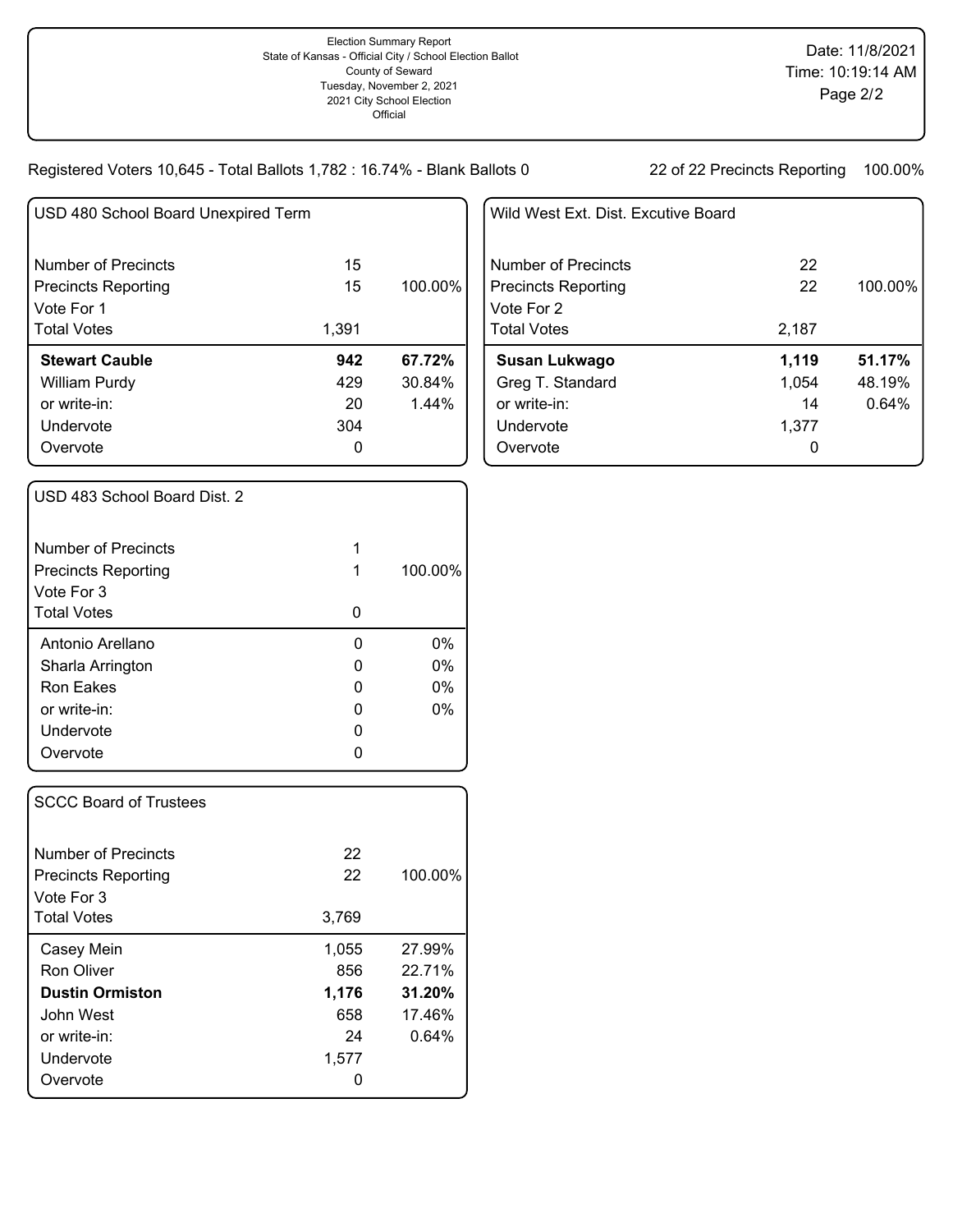Election Summary Report
State of Kansas - Official City / School Election Ballot
County of Seward
Tuesday, November 2, 2021
2021 City School Election
Official

Date: 11/8/2021
Time: 10:19:14 AM

Registered Voters 10,645 - Total Ballots 1,782 : 16.74% - Blank Ballots 0

22 of 22 Precincts Reporting 100.00%

## USD 480 School Board Unexpired Term

| | | |
|---|---|---|
| Number of Precincts | 15 | |
| Precincts Reporting | 15 | 100.00% |
| Vote For 1 | | |
| Total Votes | 1,391 | |
| **Stewart Cauble** | **942** | **67.72%** |
| William Purdy | 429 | 30.84% |
| or write-in: | 20 | 1.44% |
| Undervote | 304 | |
| Overvote | 0 | |

## Wild West Ext. Dist. Excutive Board

| | | |
|---|---|---|
| Number of Precincts | 22 | |
| Precincts Reporting | 22 | 100.00% |
| Vote For 2 | | |
| Total Votes | 2,187 | |
| **Susan Lukwago** | **1,119** | **51.17%** |
| Greg T. Standard | 1,054 | 48.19% |
| or write-in: | 14 | 0.64% |
| Undervote | 1,377 | |
| Overvote | 0 | |

## USD 483 School Board Dist. 2

| | | |
|---|---|---|
| Number of Precincts | 1 | |
| Precincts Reporting | 1 | 100.00% |
| Vote For 3 | | |
| Total Votes | 0 | |
| Antonio Arellano | 0 | 0% |
| Sharla Arrington | 0 | 0% |
| Ron Eakes | 0 | 0% |
| or write-in: | 0 | 0% |
| Undervote | 0 | |
| Overvote | 0 | |

## SCCC Board of Trustees

| | | |
|---|---|---|
| Number of Precincts | 22 | |
| Precincts Reporting | 22 | 100.00% |
| Vote For 3 | | |
| Total Votes | 3,769 | |
| Casey Mein | 1,055 | 27.99% |
| Ron Oliver | 856 | 22.71% |
| **Dustin Ormiston** | **1,176** | **31.20%** |
| John West | 658 | 17.46% |
| or write-in: | 24 | 0.64% |
| Undervote | 1,577 | |
| Overvote | 0 | |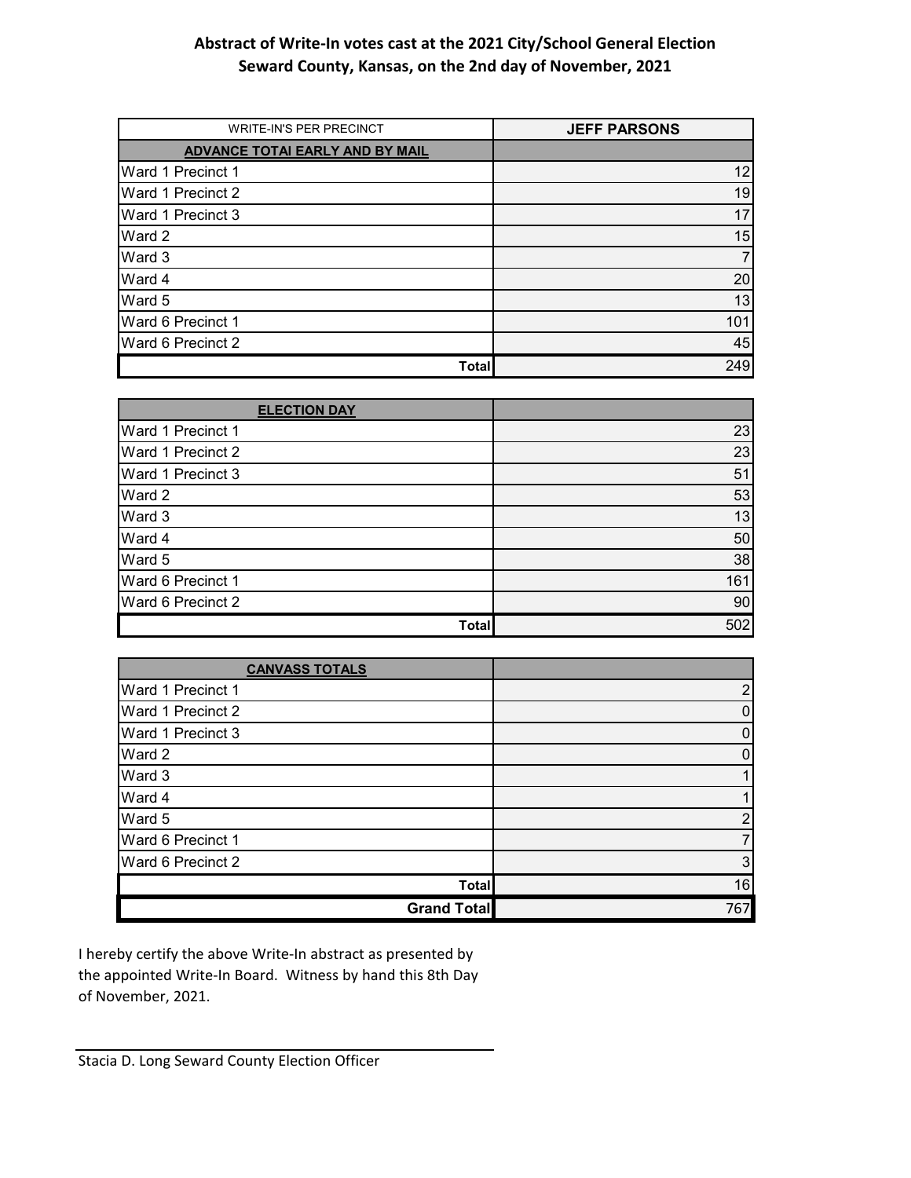**Abstract of Write-In votes cast at the 2021 City/School General Election**
**Seward County, Kansas, on the 2nd day of November, 2021**

| WRITE-IN'S PER PRECINCT | JEFF PARSONS |
|---|---|
| **ADVANCE TOTAl EARLY AND BY MAIL** | |
| Ward 1 Precinct 1 | 12 |
| Ward 1 Precinct 2 | 19 |
| Ward 1 Precinct 3 | 17 |
| Ward 2 | 15 |
| Ward 3 | 7 |
| Ward 4 | 20 |
| Ward 5 | 13 |
| Ward 6 Precinct 1 | 101 |
| Ward 6 Precinct 2 | 45 |
| **Total** | 249 |

| ELECTION DAY | |
|---|---|
| Ward 1 Precinct 1 | 23 |
| Ward 1 Precinct 2 | 23 |
| Ward 1 Precinct 3 | 51 |
| Ward 2 | 53 |
| Ward 3 | 13 |
| Ward 4 | 50 |
| Ward 5 | 38 |
| Ward 6 Precinct 1 | 161 |
| Ward 6 Precinct 2 | 90 |
| **Total** | 502 |

| CANVASS TOTALS | |
|---|---|
| Ward 1 Precinct 1 | 2 |
| Ward 1 Precinct 2 | 0 |
| Ward 1 Precinct 3 | 0 |
| Ward 2 | 0 |
| Ward 3 | 1 |
| Ward 4 | 1 |
| Ward 5 | 2 |
| Ward 6 Precinct 1 | 7 |
| Ward 6 Precinct 2 | 3 |
| **Total** | 16 |
| **Grand Total** | 767 |

I hereby certify the above Write-In abstract as presented by the appointed Write-In Board. Witness by hand this 8th Day of November, 2021.

Stacia D. Long Seward County Election Officer